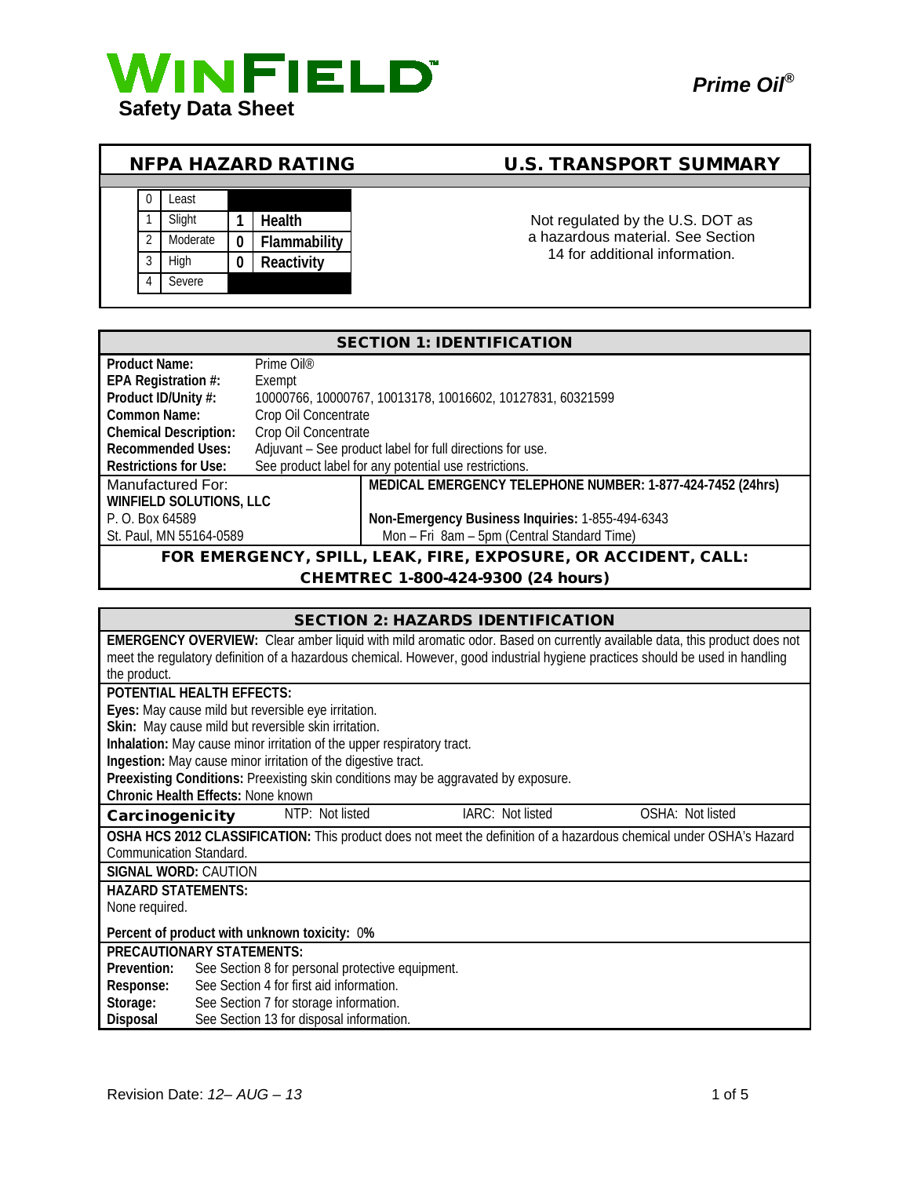# WINFIELD™

**Safety Data Sheet**

***Prime Oil®***

## NFPA HAZARD RATING

| | | | |
|---|---|---|---|
| 0 | Least | | |
| 1 | Slight | **1** | **Health** |
| 2 | Moderate | **0** | **Flammability** |
| 3 | High | **0** | **Reactivity** |
| 4 | Severe | | |

## U.S. TRANSPORT SUMMARY

Not regulated by the U.S. DOT as a hazardous material. See Section 14 for additional information.

## SECTION 1: IDENTIFICATION

| | |
|---|---|
| **Product Name:** | Prime Oil® |
| **EPA Registration #:** | Exempt |
| **Product ID/Unity #:** | 10000766, 10000767, 10013178, 10016602, 10127831, 60321599 |
| **Common Name:** | Crop Oil Concentrate |
| **Chemical Description:** | Crop Oil Concentrate |
| **Recommended Uses:** | Adjuvant – See product label for full directions for use. |
| **Restrictions for Use:** | See product label for any potential use restrictions. |

| | |
|---|---|
| Manufactured For: | **MEDICAL EMERGENCY TELEPHONE NUMBER: 1-877-424-7452 (24hrs)** |
| **WINFIELD SOLUTIONS, LLC** | |
| P. O. Box 64589 | **Non-Emergency Business Inquiries:** 1-855-494-6343 |
| St. Paul, MN 55164-0589 | Mon – Fri 8am – 5pm (Central Standard Time) |

**FOR EMERGENCY, SPILL, LEAK, FIRE, EXPOSURE, OR ACCIDENT, CALL: CHEMTREC 1-800-424-9300 (24 hours)**

## SECTION 2: HAZARDS IDENTIFICATION

**EMERGENCY OVERVIEW:** Clear amber liquid with mild aromatic odor. Based on currently available data, this product does not meet the regulatory definition of a hazardous chemical. However, good industrial hygiene practices should be used in handling the product.

**POTENTIAL HEALTH EFFECTS:**

**Eyes:** May cause mild but reversible eye irritation.
**Skin:** May cause mild but reversible skin irritation.
**Inhalation:** May cause minor irritation of the upper respiratory tract.
**Ingestion:** May cause minor irritation of the digestive tract.
**Preexisting Conditions:** Preexisting skin conditions may be aggravated by exposure.
**Chronic Health Effects:** None known

| **Carcinogenicity** | NTP: Not listed | IARC: Not listed | OSHA: Not listed |
|---|---|---|---|

**OSHA HCS 2012 CLASSIFICATION:** This product does not meet the definition of a hazardous chemical under OSHA's Hazard Communication Standard.

**SIGNAL WORD:** CAUTION

**HAZARD STATEMENTS:**
None required.

**Percent of product with unknown toxicity:** 0**%**

**PRECAUTIONARY STATEMENTS:**

| | |
|---|---|
| **Prevention:** | See Section 8 for personal protective equipment. |
| **Response:** | See Section 4 for first aid information. |
| **Storage:** | See Section 7 for storage information. |
| **Disposal** | See Section 13 for disposal information. |

Revision Date: *12– AUG – 13*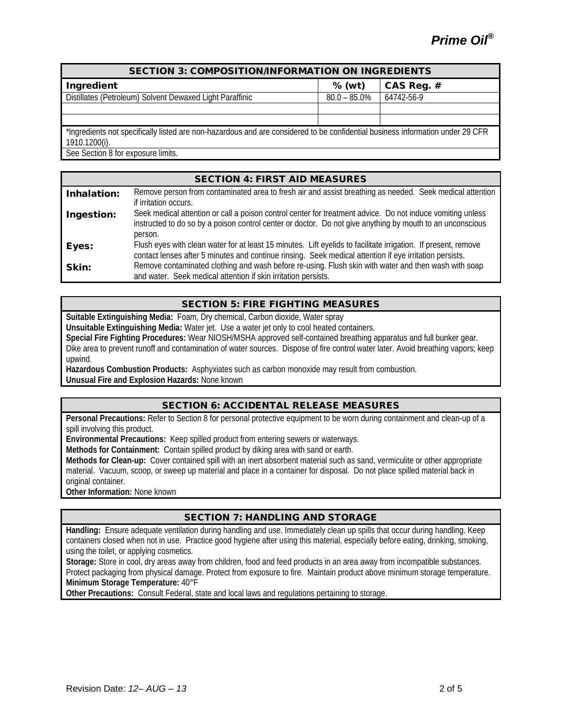## SECTION 3: COMPOSITION/INFORMATION ON INGREDIENTS

| Ingredient | % (wt) | CAS Reg. # |
|---|---|---|
| Distillates (Petroleum) Solvent Dewaxed Light Paraffinic | 80.0 – 85.0% | 64742-56-9 |
| | | |
| | | |

*Ingredients not specifically listed are non-hazardous and are considered to be confidential business information under 29 CFR 1910.1200(i).

See Section 8 for exposure limits.

## SECTION 4: FIRST AID MEASURES

**Inhalation:** Remove person from contaminated area to fresh air and assist breathing as needed. Seek medical attention if irritation occurs.

**Ingestion:** Seek medical attention or call a poison control center for treatment advice. Do not induce vomiting unless instructed to do so by a poison control center or doctor. Do not give anything by mouth to an unconscious person.

**Eyes:** Flush eyes with clean water for at least 15 minutes. Lift eyelids to facilitate irrigation. If present, remove contact lenses after 5 minutes and continue rinsing. Seek medical attention if eye irritation persists.

**Skin:** Remove contaminated clothing and wash before re-using. Flush skin with water and then wash with soap and water. Seek medical attention if skin irritation persists.

## SECTION 5: FIRE FIGHTING MEASURES

**Suitable Extinguishing Media:** Foam, Dry chemical, Carbon dioxide, Water spray

**Unsuitable Extinguishing Media:** Water jet. Use a water jet only to cool heated containers.

**Special Fire Fighting Procedures:** Wear NIOSH/MSHA approved self-contained breathing apparatus and full bunker gear. Dike area to prevent runoff and contamination of water sources. Dispose of fire control water later. Avoid breathing vapors; keep upwind.

**Hazardous Combustion Products:** Asphyxiates such as carbon monoxide may result from combustion.

**Unusual Fire and Explosion Hazards:** None known

## SECTION 6: ACCIDENTAL RELEASE MEASURES

**Personal Precautions:** Refer to Section 8 for personal protective equipment to be worn during containment and clean-up of a spill involving this product.

**Environmental Precautions:** Keep spilled product from entering sewers or waterways.

**Methods for Containment:** Contain spilled product by diking area with sand or earth.

**Methods for Clean-up:** Cover contained spill with an inert absorbent material such as sand, vermiculite or other appropriate material. Vacuum, scoop, or sweep up material and place in a container for disposal. Do not place spilled material back in original container.

**Other Information:** None known

## SECTION 7: HANDLING AND STORAGE

**Handling:** Ensure adequate ventilation during handling and use. Immediately clean up spills that occur during handling. Keep containers closed when not in use. Practice good hygiene after using this material, especially before eating, drinking, smoking, using the toilet, or applying cosmetics.

**Storage:** Store in cool, dry areas away from children, food and feed products in an area away from incompatible substances. Protect packaging from physical damage. Protect from exposure to fire. Maintain product above minimum storage temperature.

**Minimum Storage Temperature:** 40°F

**Other Precautions:** Consult Federal, state and local laws and regulations pertaining to storage.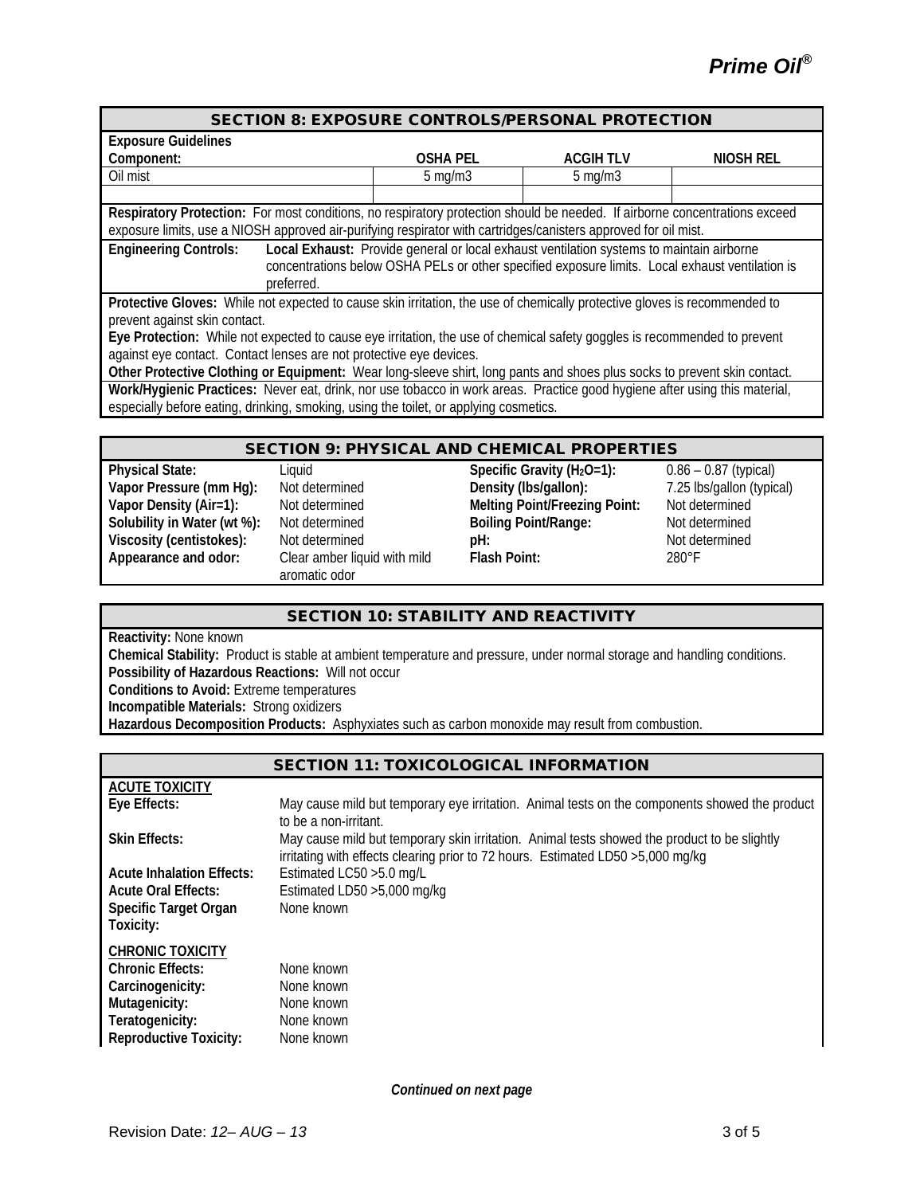## SECTION 8: EXPOSURE CONTROLS/PERSONAL PROTECTION

**Exposure Guidelines**

| Component: | OSHA PEL | ACGIH TLV | NIOSH REL |
|---|---|---|---|
| Oil mist | 5 mg/m3 | 5 mg/m3 | |
| | | | |

**Respiratory Protection:** For most conditions, no respiratory protection should be needed. If airborne concentrations exceed exposure limits, use a NIOSH approved air-purifying respirator with cartridges/canisters approved for oil mist.

**Engineering Controls:** **Local Exhaust:** Provide general or local exhaust ventilation systems to maintain airborne concentrations below OSHA PELs or other specified exposure limits. Local exhaust ventilation is preferred.

**Protective Gloves:** While not expected to cause skin irritation, the use of chemically protective gloves is recommended to prevent against skin contact.

**Eye Protection:** While not expected to cause eye irritation, the use of chemical safety goggles is recommended to prevent against eye contact. Contact lenses are not protective eye devices.

**Other Protective Clothing or Equipment:** Wear long-sleeve shirt, long pants and shoes plus socks to prevent skin contact.

**Work/Hygienic Practices:** Never eat, drink, nor use tobacco in work areas. Practice good hygiene after using this material, especially before eating, drinking, smoking, using the toilet, or applying cosmetics.

## SECTION 9: PHYSICAL AND CHEMICAL PROPERTIES

| | | | |
|---|---|---|---|
| **Physical State:** | Liquid | **Specific Gravity ($H_2O$=1):** | 0.86 – 0.87 (typical) |
| **Vapor Pressure (mm Hg):** | Not determined | **Density (lbs/gallon):** | 7.25 lbs/gallon (typical) |
| **Vapor Density (Air=1):** | Not determined | **Melting Point/Freezing Point:** | Not determined |
| **Solubility in Water (wt %):** | Not determined | **Boiling Point/Range:** | Not determined |
| **Viscosity (centistokes):** | Not determined | **pH:** | Not determined |
| **Appearance and odor:** | Clear amber liquid with mild aromatic odor | **Flash Point:** | 280°F |

## SECTION 10: STABILITY AND REACTIVITY

**Reactivity:** None known

**Chemical Stability:** Product is stable at ambient temperature and pressure, under normal storage and handling conditions.

**Possibility of Hazardous Reactions:** Will not occur

**Conditions to Avoid:** Extreme temperatures

**Incompatible Materials:** Strong oxidizers

**Hazardous Decomposition Products:** Asphyxiates such as carbon monoxide may result from combustion.

## SECTION 11: TOXICOLOGICAL INFORMATION

**ACUTE TOXICITY**

**Eye Effects:** May cause mild but temporary eye irritation. Animal tests on the components showed the product to be a non-irritant.

**Skin Effects:** May cause mild but temporary skin irritation. Animal tests showed the product to be slightly irritating with effects clearing prior to 72 hours. Estimated LD50 >5,000 mg/kg

**Acute Inhalation Effects:** Estimated LC50 >5.0 mg/L

**Acute Oral Effects:** Estimated LD50 >5,000 mg/kg

**Specific Target Organ Toxicity:** None known

**CHRONIC TOXICITY**

**Chronic Effects:** None known

**Carcinogenicity:** None known

**Mutagenicity:** None known

**Teratogenicity:** None known

**Reproductive Toxicity:** None known

***Continued on next page***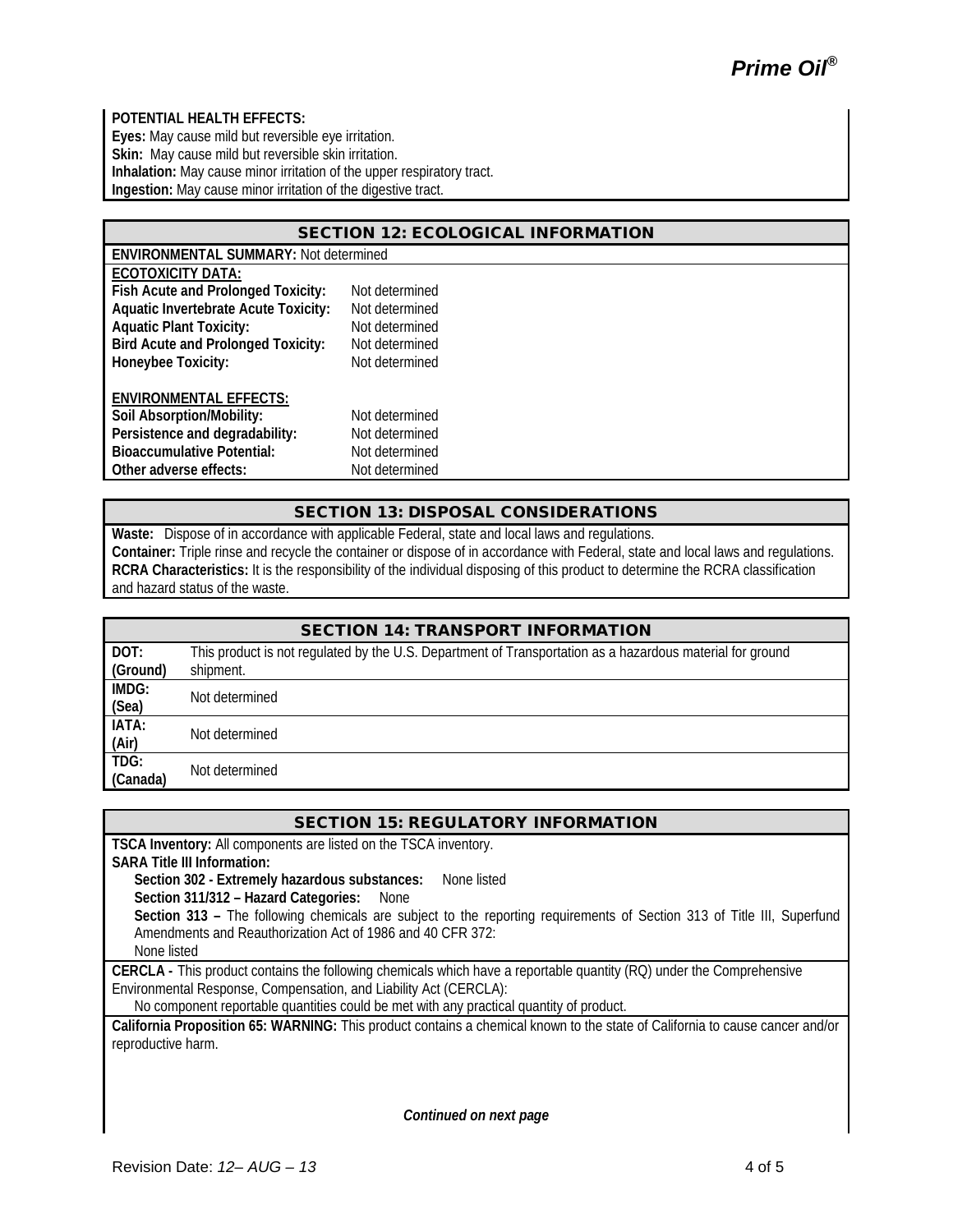**POTENTIAL HEALTH EFFECTS:**
**Eyes:** May cause mild but reversible eye irritation.
**Skin:** May cause mild but reversible skin irritation.
**Inhalation:** May cause minor irritation of the upper respiratory tract.
**Ingestion:** May cause minor irritation of the digestive tract.

## SECTION 12: ECOLOGICAL INFORMATION

**ENVIRONMENTAL SUMMARY:** Not determined

**ECOTOXICITY DATA:**

| | |
|---|---|
| **Fish Acute and Prolonged Toxicity:** | Not determined |
| **Aquatic Invertebrate Acute Toxicity:** | Not determined |
| **Aquatic Plant Toxicity:** | Not determined |
| **Bird Acute and Prolonged Toxicity:** | Not determined |
| **Honeybee Toxicity:** | Not determined |

**ENVIRONMENTAL EFFECTS:**

| | |
|---|---|
| **Soil Absorption/Mobility:** | Not determined |
| **Persistence and degradability:** | Not determined |
| **Bioaccumulative Potential:** | Not determined |
| **Other adverse effects:** | Not determined |

## SECTION 13: DISPOSAL CONSIDERATIONS

**Waste:** Dispose of in accordance with applicable Federal, state and local laws and regulations.
**Container:** Triple rinse and recycle the container or dispose of in accordance with Federal, state and local laws and regulations.
**RCRA Characteristics:** It is the responsibility of the individual disposing of this product to determine the RCRA classification and hazard status of the waste.

## SECTION 14: TRANSPORT INFORMATION

| | |
|---|---|
| **DOT: (Ground)** | This product is not regulated by the U.S. Department of Transportation as a hazardous material for ground shipment. |
| **IMDG: (Sea)** | Not determined |
| **IATA: (Air)** | Not determined |
| **TDG: (Canada)** | Not determined |

## SECTION 15: REGULATORY INFORMATION

**TSCA Inventory:** All components are listed on the TSCA inventory.

**SARA Title III Information:**

**Section 302 - Extremely hazardous substances:** None listed

**Section 311/312 – Hazard Categories:** None

**Section 313 –** The following chemicals are subject to the reporting requirements of Section 313 of Title III, Superfund Amendments and Reauthorization Act of 1986 and 40 CFR 372:
None listed

**CERCLA -** This product contains the following chemicals which have a reportable quantity (RQ) under the Comprehensive Environmental Response, Compensation, and Liability Act (CERCLA):
No component reportable quantities could be met with any practical quantity of product.

**California Proposition 65: WARNING:** This product contains a chemical known to the state of California to cause cancer and/or reproductive harm.

***Continued on next page***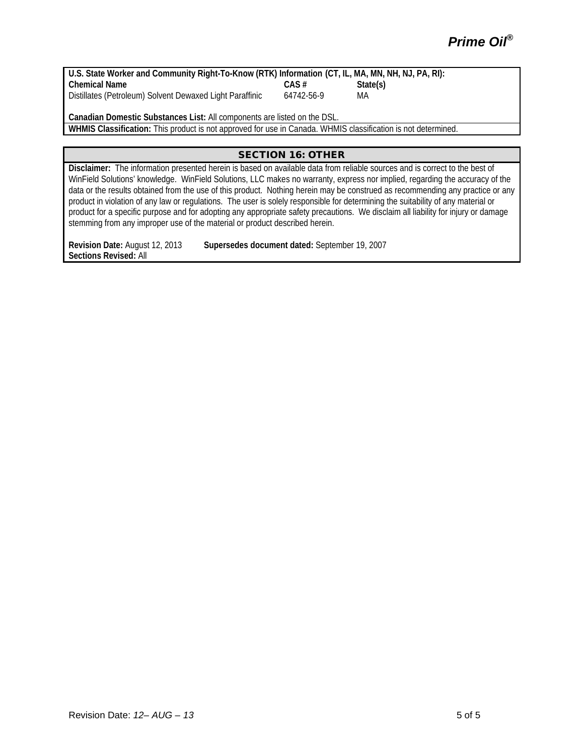**U.S. State Worker and Community Right-To-Know (RTK) Information (CT, IL, MA, MN, NH, NJ, PA, RI):**

| Chemical Name | CAS # | State(s) |
| --- | --- | --- |
| Distillates (Petroleum) Solvent Dewaxed Light Paraffinic | 64742-56-9 | MA |

**Canadian Domestic Substances List:** All components are listed on the DSL.

**WHMIS Classification:** This product is not approved for use in Canada. WHMIS classification is not determined.

## SECTION 16: OTHER

**Disclaimer:** The information presented herein is based on available data from reliable sources and is correct to the best of WinField Solutions' knowledge. WinField Solutions, LLC makes no warranty, express nor implied, regarding the accuracy of the data or the results obtained from the use of this product. Nothing herein may be construed as recommending any practice or any product in violation of any law or regulations. The user is solely responsible for determining the suitability of any material or product for a specific purpose and for adopting any appropriate safety precautions. We disclaim all liability for injury or damage stemming from any improper use of the material or product described herein.

**Revision Date:** August 12, 2013 **Supersedes document dated:** September 19, 2007

**Sections Revised:** All